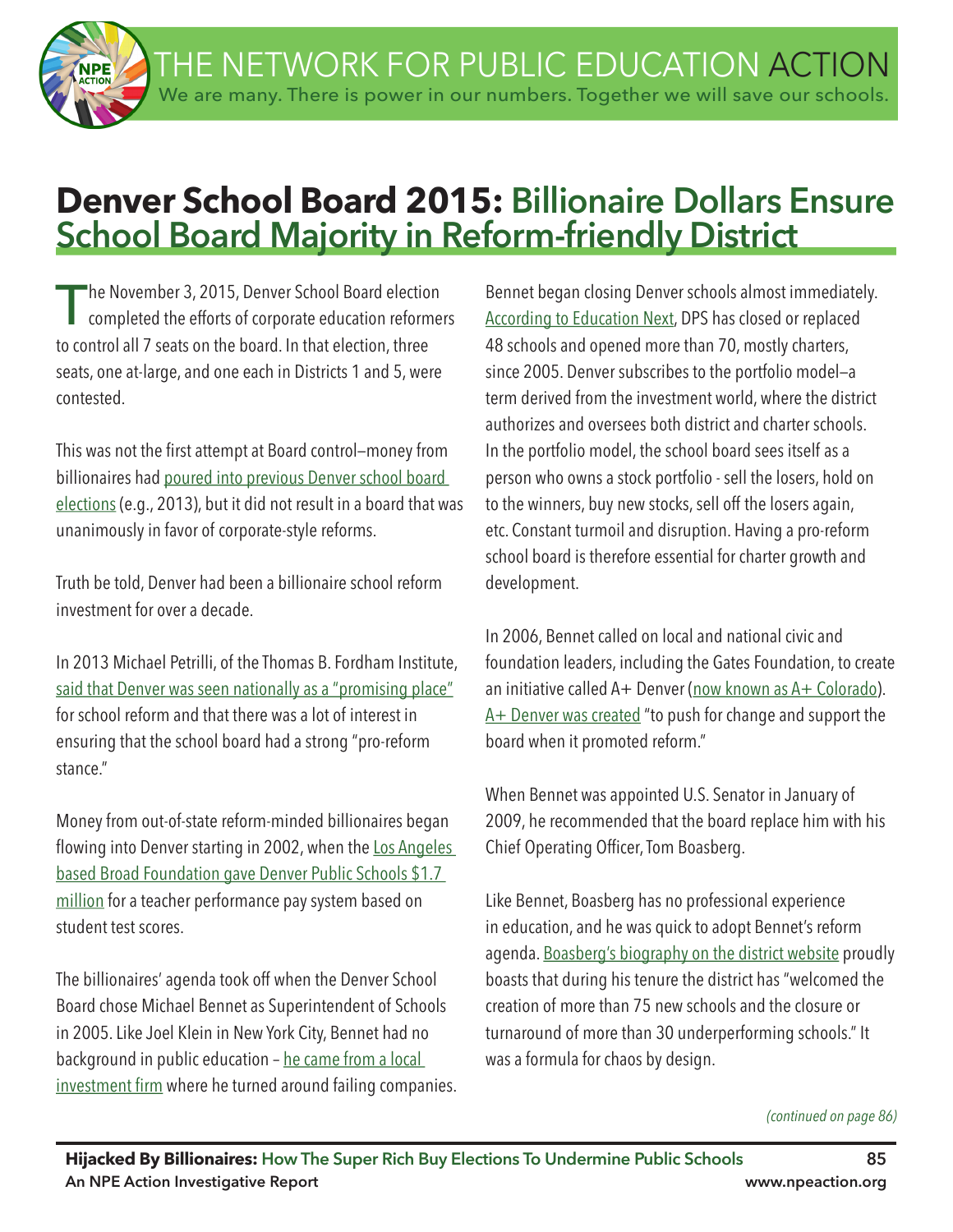# Denver School Board 2015: Billionaire Dollars Ensure School Board Majority in Reform-friendly District

The November 3, 2015, Denver School Board election completed the efforts of corporate education reformers to control all 7 seats on the board. In that election, three seats, one at-large, and one each in Districts 1 and 5, were contested.

This was not the first attempt at Board control—money from billionaires had poured into previous Denver school board elections (e.g., 2013), but it did not result in a board that was unanimously in favor of corporate-style reforms.

Truth be told, Denver had been a billionaire school reform investment for over a decade.

In 2013 Michael Petrilli, of the Thomas B. Fordham Institute, said that Denver was seen nationally as a "promising place" for school reform and that there was a lot of interest in ensuring that the school board had a strong "pro-reform stance."

Money from out-of-state reform-minded billionaires began flowing into Denver starting in 2002, when the Los Angeles based Broad Foundation gave Denver Public Schools $1.7 million for a teacher performance pay system based on student test scores.

The billionaires' agenda took off when the Denver School Board chose Michael Bennet as Superintendent of Schools in 2005. Like Joel Klein in New York City, Bennet had no background in public education – he came from a local investment firm where he turned around failing companies.

Bennet began closing Denver schools almost immediately. According to Education Next, DPS has closed or replaced 48 schools and opened more than 70, mostly charters, since 2005. Denver subscribes to the portfolio model—a term derived from the investment world, where the district authorizes and oversees both district and charter schools. In the portfolio model, the school board sees itself as a person who owns a stock portfolio - sell the losers, hold on to the winners, buy new stocks, sell off the losers again, etc. Constant turmoil and disruption. Having a pro-reform school board is therefore essential for charter growth and development.

In 2006, Bennet called on local and national civic and foundation leaders, including the Gates Foundation, to create an initiative called A+ Denver (now known as A+ Colorado). A+ Denver was created "to push for change and support the board when it promoted reform."

When Bennet was appointed U.S. Senator in January of 2009, he recommended that the board replace him with his Chief Operating Officer, Tom Boasberg.

Like Bennet, Boasberg has no professional experience in education, and he was quick to adopt Bennet's reform agenda. Boasberg's biography on the district website proudly boasts that during his tenure the district has "welcomed the creation of more than 75 new schools and the closure or turnaround of more than 30 underperforming schools." It was a formula for chaos by design.

*(continued on page 86)*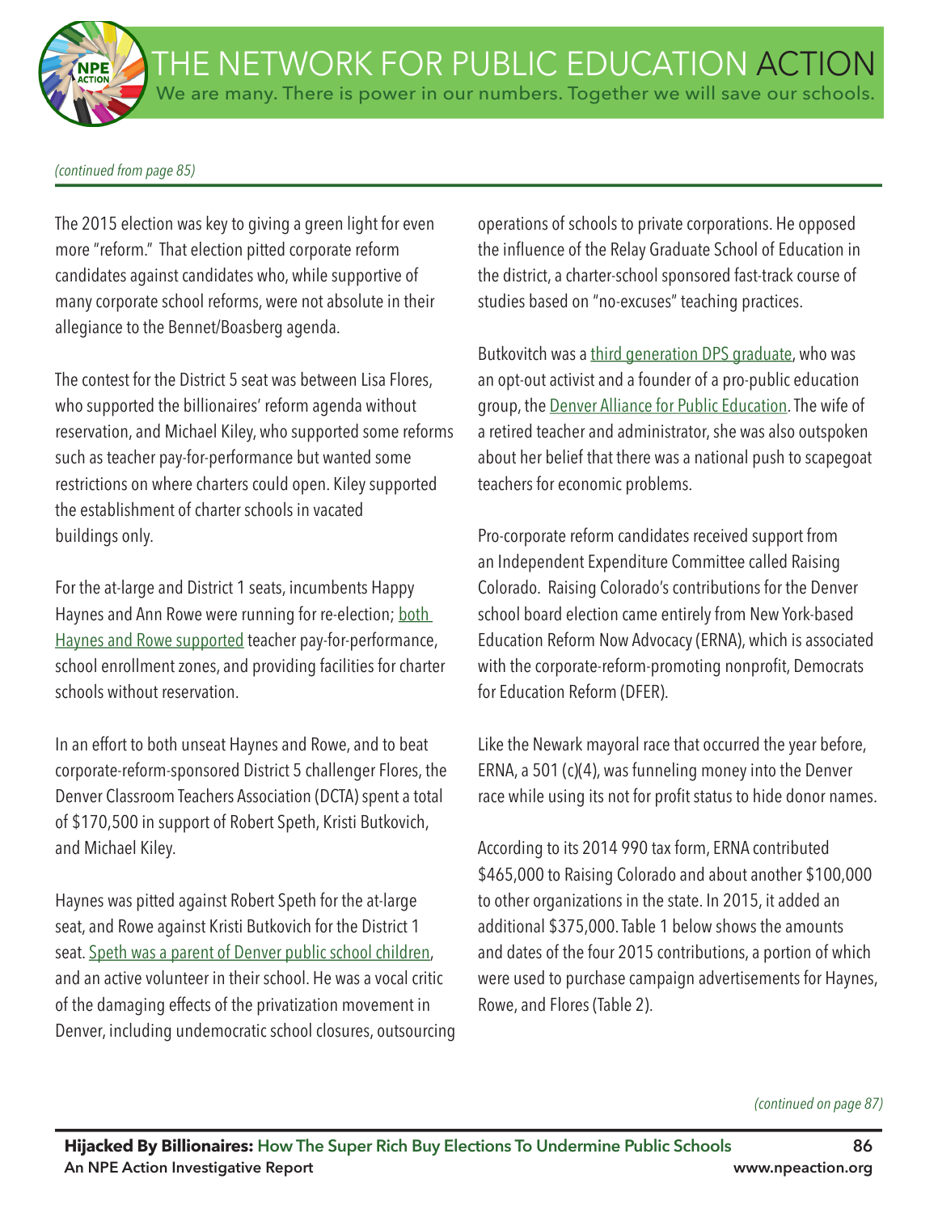*(continued from page 85)*

The 2015 election was key to giving a green light for even more "reform." That election pitted corporate reform candidates against candidates who, while supportive of many corporate school reforms, were not absolute in their allegiance to the Bennet/Boasberg agenda.

The contest for the District 5 seat was between Lisa Flores, who supported the billionaires' reform agenda without reservation, and Michael Kiley, who supported some reforms such as teacher pay-for-performance but wanted some restrictions on where charters could open. Kiley supported the establishment of charter schools in vacated buildings only.

For the at-large and District 1 seats, incumbents Happy Haynes and Ann Rowe were running for re-election; both Haynes and Rowe supported teacher pay-for-performance, school enrollment zones, and providing facilities for charter schools without reservation.

In an effort to both unseat Haynes and Rowe, and to beat corporate-reform-sponsored District 5 challenger Flores, the Denver Classroom Teachers Association (DCTA) spent a total of $170,500 in support of Robert Speth, Kristi Butkovich, and Michael Kiley.

Haynes was pitted against Robert Speth for the at-large seat, and Rowe against Kristi Butkovich for the District 1 seat. Speth was a parent of Denver public school children, and an active volunteer in their school. He was a vocal critic of the damaging effects of the privatization movement in Denver, including undemocratic school closures, outsourcing operations of schools to private corporations. He opposed the influence of the Relay Graduate School of Education in the district, a charter-school sponsored fast-track course of studies based on "no-excuses" teaching practices.

Butkovitch was a third generation DPS graduate, who was an opt-out activist and a founder of a pro-public education group, the Denver Alliance for Public Education. The wife of a retired teacher and administrator, she was also outspoken about her belief that there was a national push to scapegoat teachers for economic problems.

Pro-corporate reform candidates received support from an Independent Expenditure Committee called Raising Colorado. Raising Colorado's contributions for the Denver school board election came entirely from New York-based Education Reform Now Advocacy (ERNA), which is associated with the corporate-reform-promoting nonprofit, Democrats for Education Reform (DFER).

Like the Newark mayoral race that occurred the year before, ERNA, a 501 (c)(4), was funneling money into the Denver race while using its not for profit status to hide donor names.

According to its 2014 990 tax form, ERNA contributed $465,000 to Raising Colorado and about another $100,000 to other organizations in the state. In 2015, it added an additional $375,000. Table 1 below shows the amounts and dates of the four 2015 contributions, a portion of which were used to purchase campaign advertisements for Haynes, Rowe, and Flores (Table 2).

*(continued on page 87)*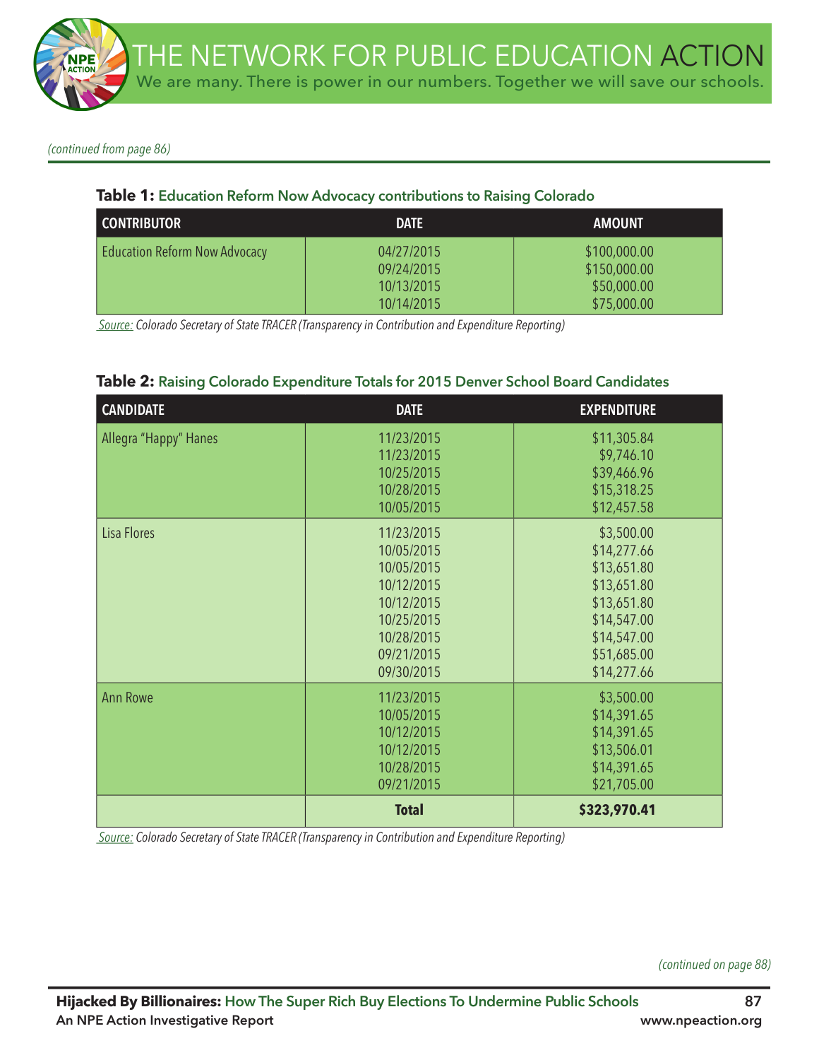*(continued from page 86)*

**Table 1:** Education Reform Now Advocacy contributions to Raising Colorado

| CONTRIBUTOR | DATE | AMOUNT |
|---|---|---|
| Education Reform Now Advocacy | 04/27/2015 | $100,000.00 |
| | 09/24/2015 | $150,000.00 |
| | 10/13/2015 | $50,000.00 |
| | 10/14/2015 | $75,000.00 |

Source: *Colorado Secretary of State TRACER (Transparency in Contribution and Expenditure Reporting)*

**Table 2:** Raising Colorado Expenditure Totals for 2015 Denver School Board Candidates

| CANDIDATE | DATE | EXPENDITURE |
|---|---|---|
| Allegra "Happy" Hanes | 11/23/2015 | $11,305.84 |
| | 11/23/2015 | $9,746.10 |
| | 10/25/2015 | $39,466.96 |
| | 10/28/2015 | $15,318.25 |
| | 10/05/2015 | $12,457.58 |
| Lisa Flores | 11/23/2015 | $3,500.00 |
| | 10/05/2015 | $14,277.66 |
| | 10/05/2015 | $13,651.80 |
| | 10/12/2015 | $13,651.80 |
| | 10/12/2015 | $13,651.80 |
| | 10/25/2015 | $14,547.00 |
| | 10/28/2015 | $14,547.00 |
| | 09/21/2015 | $51,685.00 |
| | 09/30/2015 | $14,277.66 |
| Ann Rowe | 11/23/2015 | $3,500.00 |
| | 10/05/2015 | $14,391.65 |
| | 10/12/2015 | $14,391.65 |
| | 10/12/2015 | $13,506.01 |
| | 10/28/2015 | $14,391.65 |
| | 09/21/2015 | $21,705.00 |
| | **Total** | **$323,970.41** |

Source: *Colorado Secretary of State TRACER (Transparency in Contribution and Expenditure Reporting)*

*(continued on page 88)*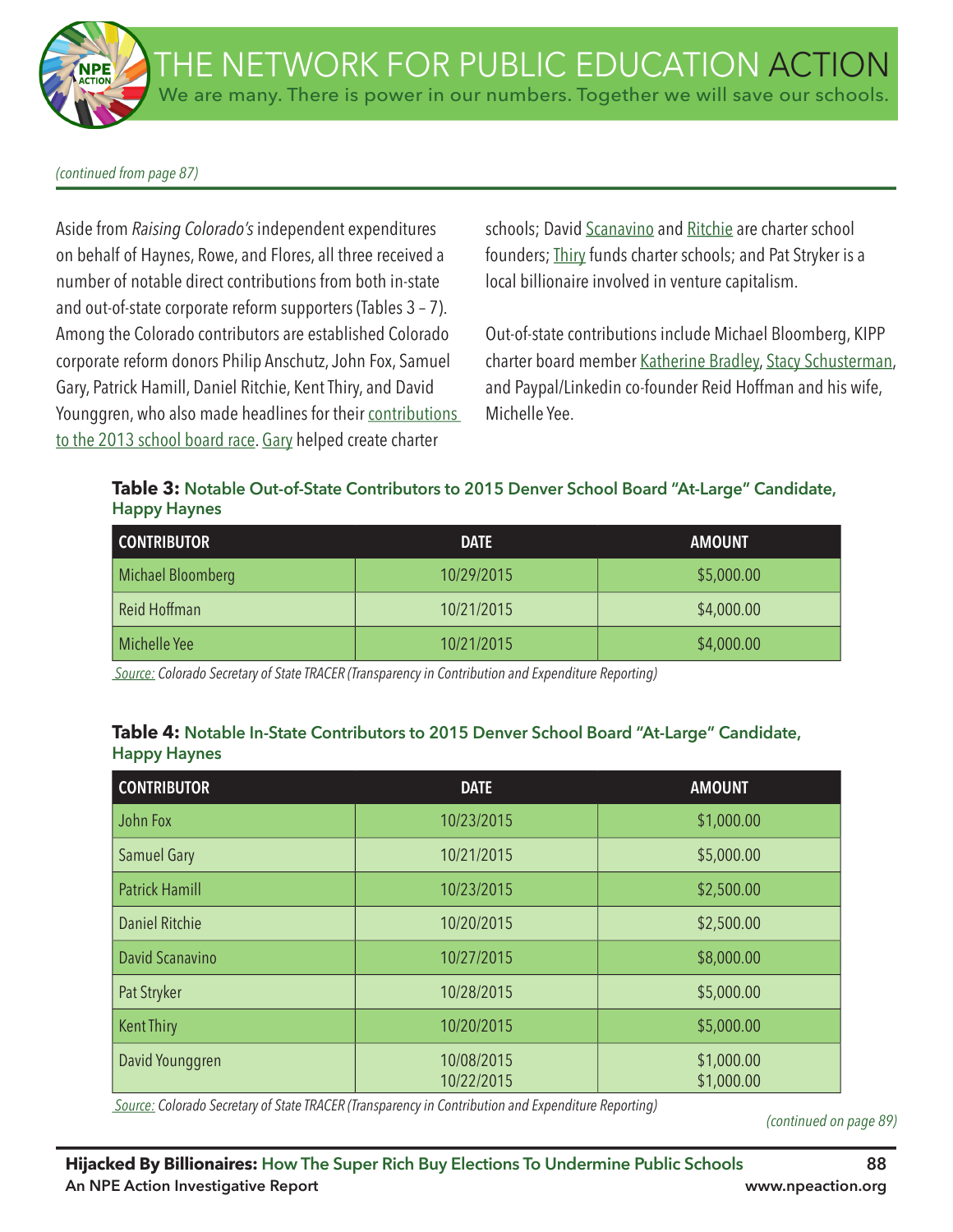*(continued from page 87)*

Aside from *Raising Colorado's* independent expenditures on behalf of Haynes, Rowe, and Flores, all three received a number of notable direct contributions from both in-state and out-of-state corporate reform supporters (Tables 3 – 7). Among the Colorado contributors are established Colorado corporate reform donors Philip Anschutz, John Fox, Samuel Gary, Patrick Hamill, Daniel Ritchie, Kent Thiry, and David Younggren, who also made headlines for their contributions to the 2013 school board race. Gary helped create charter schools; David Scanavino and Ritchie are charter school founders; Thiry funds charter schools; and Pat Stryker is a local billionaire involved in venture capitalism.

Out-of-state contributions include Michael Bloomberg, KIPP charter board member Katherine Bradley, Stacy Schusterman, and Paypal/Linkedin co-founder Reid Hoffman and his wife, Michelle Yee.

**Table 3:** Notable Out-of-State Contributors to 2015 Denver School Board "At-Large" Candidate, Happy Haynes

| CONTRIBUTOR | DATE | AMOUNT |
|---|---|---|
| Michael Bloomberg | 10/29/2015 | $5,000.00 |
| Reid Hoffman | 10/21/2015 | $4,000.00 |
| Michelle Yee | 10/21/2015 | $4,000.00 |

*Source: Colorado Secretary of State TRACER (Transparency in Contribution and Expenditure Reporting)*

**Table 4:** Notable In-State Contributors to 2015 Denver School Board "At-Large" Candidate, Happy Haynes

| CONTRIBUTOR | DATE | AMOUNT |
|---|---|---|
| John Fox | 10/23/2015 | $1,000.00 |
| Samuel Gary | 10/21/2015 | $5,000.00 |
| Patrick Hamill | 10/23/2015 | $2,500.00 |
| Daniel Ritchie | 10/20/2015 | $2,500.00 |
| David Scanavino | 10/27/2015 | $8,000.00 |
| Pat Stryker | 10/28/2015 | $5,000.00 |
| Kent Thiry | 10/20/2015 | $5,000.00 |
| David Younggren | 10/08/2015<br>10/22/2015 | $1,000.00<br>$1,000.00 |

*Source: Colorado Secretary of State TRACER (Transparency in Contribution and Expenditure Reporting)*

*(continued on page 89)*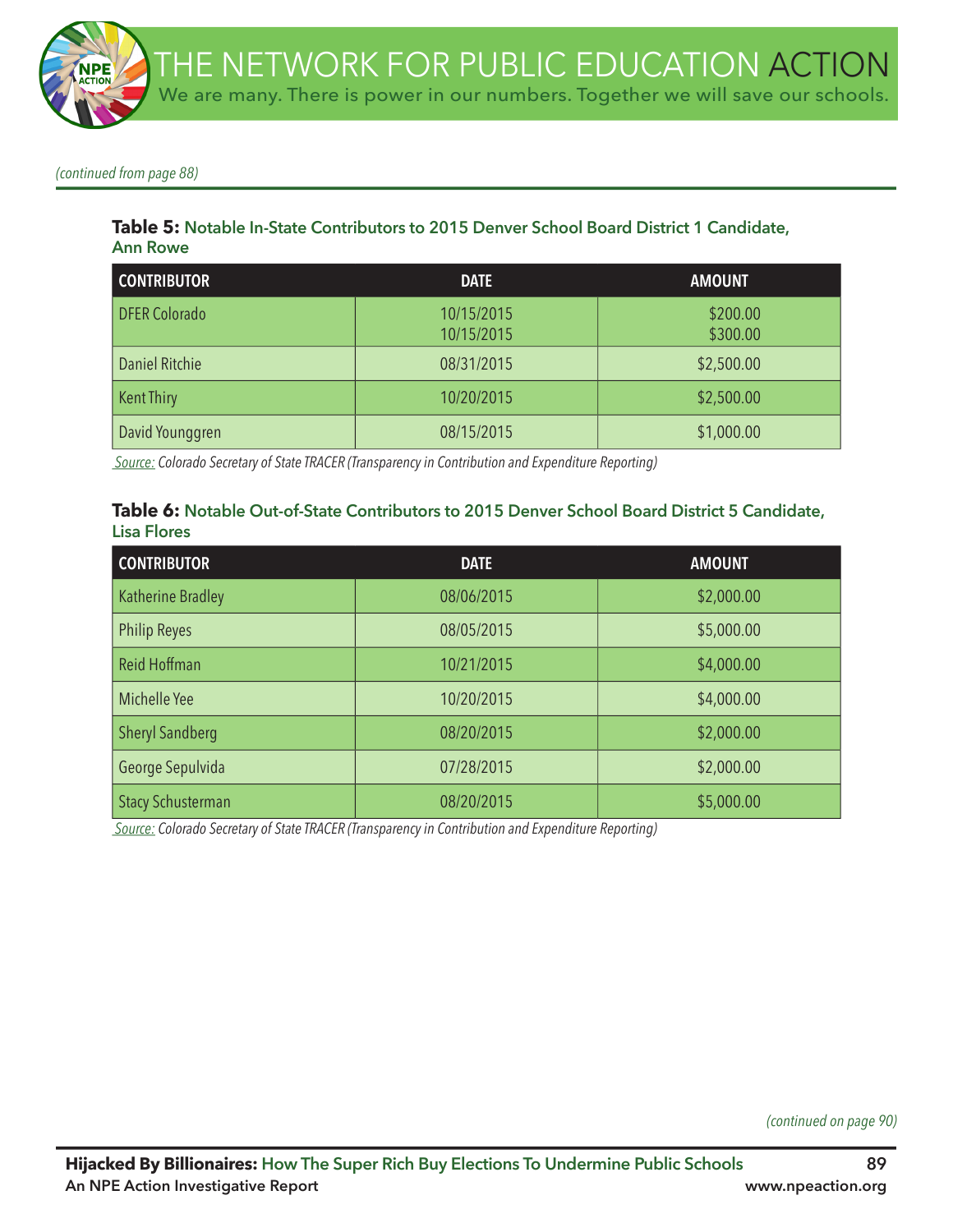*(continued from page 88)*

**Table 5:** Notable In-State Contributors to 2015 Denver School Board District 1 Candidate, Ann Rowe

| CONTRIBUTOR | DATE | AMOUNT |
|---|---|---|
| DFER Colorado | 10/15/2015<br>10/15/2015 | $200.00<br>$300.00 |
| Daniel Ritchie | 08/31/2015 | $2,500.00 |
| Kent Thiry | 10/20/2015 | $2,500.00 |
| David Younggren | 08/15/2015 | $1,000.00 |

*Source: Colorado Secretary of State TRACER (Transparency in Contribution and Expenditure Reporting)*

**Table 6:** Notable Out-of-State Contributors to 2015 Denver School Board District 5 Candidate, Lisa Flores

| CONTRIBUTOR | DATE | AMOUNT |
|---|---|---|
| Katherine Bradley | 08/06/2015 | $2,000.00 |
| Philip Reyes | 08/05/2015 | $5,000.00 |
| Reid Hoffman | 10/21/2015 | $4,000.00 |
| Michelle Yee | 10/20/2015 | $4,000.00 |
| Sheryl Sandberg | 08/20/2015 | $2,000.00 |
| George Sepulvida | 07/28/2015 | $2,000.00 |
| Stacy Schusterman | 08/20/2015 | $5,000.00 |

*Source: Colorado Secretary of State TRACER (Transparency in Contribution and Expenditure Reporting)*

*(continued on page 90)*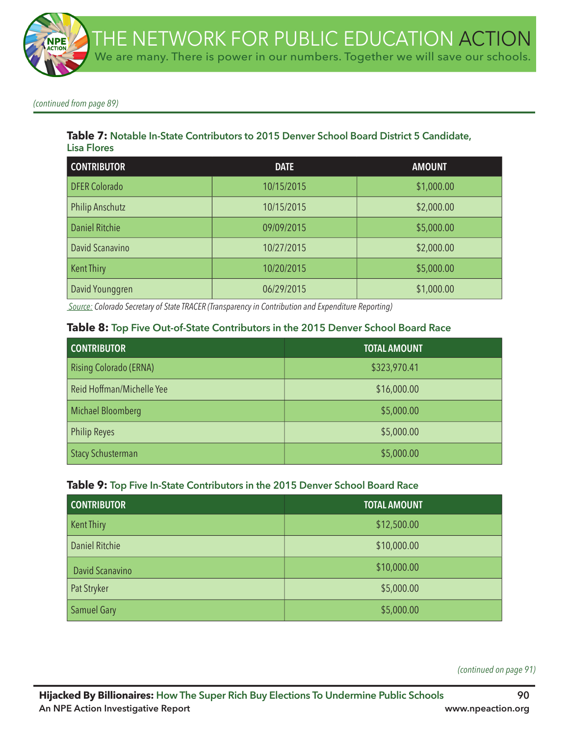*(continued from page 89)*

**Table 7:** Notable In-State Contributors to 2015 Denver School Board District 5 Candidate, Lisa Flores

| CONTRIBUTOR | DATE | AMOUNT |
| --- | --- | --- |
| DFER Colorado | 10/15/2015 | $1,000.00 |
| Philip Anschutz | 10/15/2015 | $2,000.00 |
| Daniel Ritchie | 09/09/2015 | $5,000.00 |
| David Scanavino | 10/27/2015 | $2,000.00 |
| Kent Thiry | 10/20/2015 | $5,000.00 |
| David Younggren | 06/29/2015 | $1,000.00 |

*Source: Colorado Secretary of State TRACER (Transparency in Contribution and Expenditure Reporting)*

**Table 8:** Top Five Out-of-State Contributors in the 2015 Denver School Board Race

| CONTRIBUTOR | TOTAL AMOUNT |
| --- | --- |
| Rising Colorado (ERNA) | $323,970.41 |
| Reid Hoffman/Michelle Yee | $16,000.00 |
| Michael Bloomberg | $5,000.00 |
| Philip Reyes | $5,000.00 |
| Stacy Schusterman | $5,000.00 |

**Table 9:** Top Five In-State Contributors in the 2015 Denver School Board Race

| CONTRIBUTOR | TOTAL AMOUNT |
| --- | --- |
| Kent Thiry | $12,500.00 |
| Daniel Ritchie | $10,000.00 |
| David Scanavino | $10,000.00 |
| Pat Stryker | $5,000.00 |
| Samuel Gary | $5,000.00 |

*(continued on page 91)*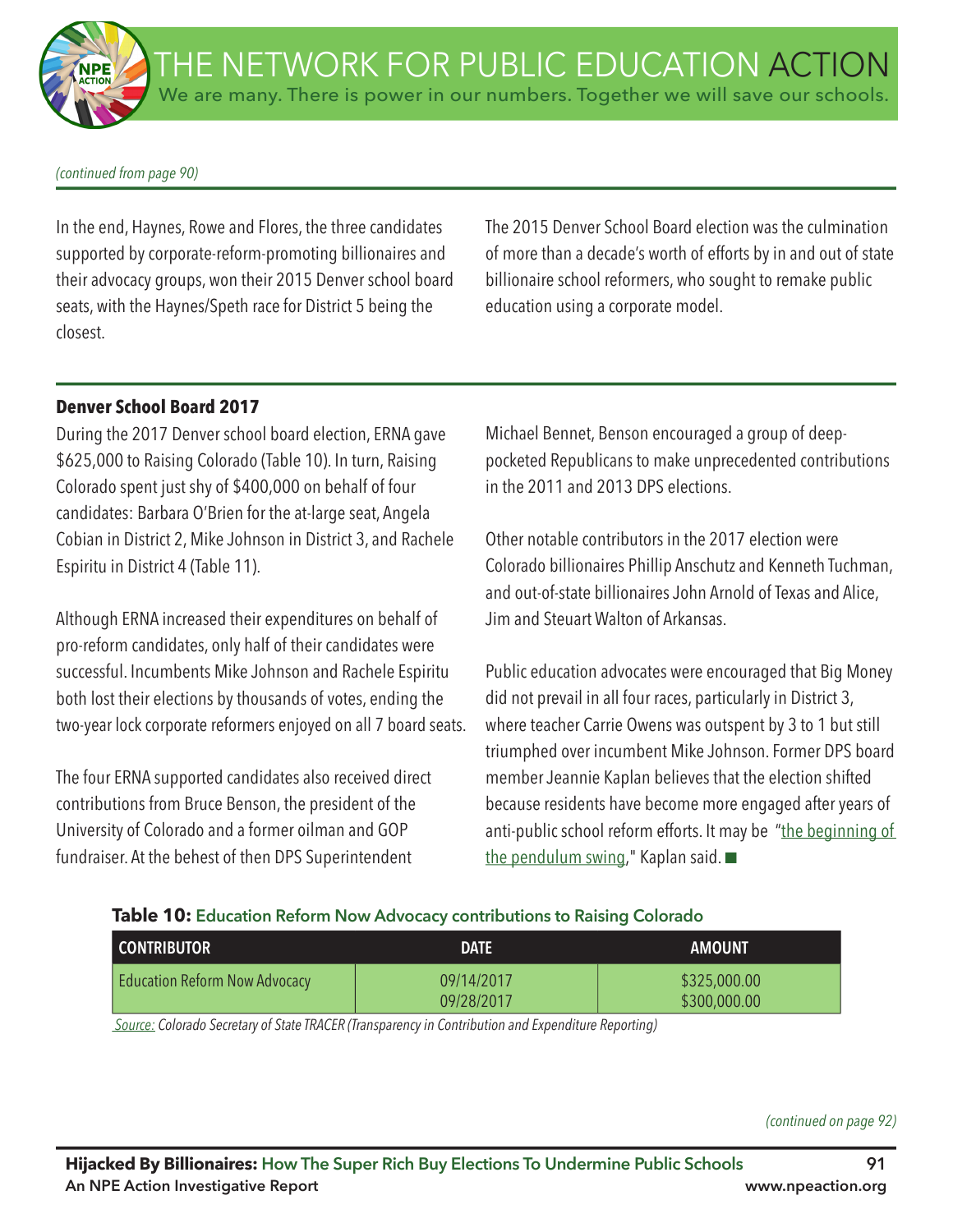*(continued from page 90)*

In the end, Haynes, Rowe and Flores, the three candidates supported by corporate-reform-promoting billionaires and their advocacy groups, won their 2015 Denver school board seats, with the Haynes/Speth race for District 5 being the closest.

The 2015 Denver School Board election was the culmination of more than a decade's worth of efforts by in and out of state billionaire school reformers, who sought to remake public education using a corporate model.

### Denver School Board 2017

During the 2017 Denver school board election, ERNA gave $625,000 to Raising Colorado (Table 10). In turn, Raising Colorado spent just shy of $400,000 on behalf of four candidates: Barbara O'Brien for the at-large seat, Angela Cobian in District 2, Mike Johnson in District 3, and Rachele Espiritu in District 4 (Table 11).

Although ERNA increased their expenditures on behalf of pro-reform candidates, only half of their candidates were successful. Incumbents Mike Johnson and Rachele Espiritu both lost their elections by thousands of votes, ending the two-year lock corporate reformers enjoyed on all 7 board seats.

The four ERNA supported candidates also received direct contributions from Bruce Benson, the president of the University of Colorado and a former oilman and GOP fundraiser. At the behest of then DPS Superintendent Michael Bennet, Benson encouraged a group of deep-pocketed Republicans to make unprecedented contributions in the 2011 and 2013 DPS elections.

Other notable contributors in the 2017 election were Colorado billionaires Phillip Anschutz and Kenneth Tuchman, and out-of-state billionaires John Arnold of Texas and Alice, Jim and Steuart Walton of Arkansas.

Public education advocates were encouraged that Big Money did not prevail in all four races, particularly in District 3, where teacher Carrie Owens was outspent by 3 to 1 but still triumphed over incumbent Mike Johnson. Former DPS board member Jeannie Kaplan believes that the election shifted because residents have become more engaged after years of anti-public school reform efforts. It may be "the beginning of the pendulum swing," Kaplan said. ■

**Table 10:** Education Reform Now Advocacy contributions to Raising Colorado

| CONTRIBUTOR | DATE | AMOUNT |
|---|---|---|
| Education Reform Now Advocacy | 09/14/2017<br>09/28/2017 | $325,000.00<br>$300,000.00 |

Source: *Colorado Secretary of State TRACER (Transparency in Contribution and Expenditure Reporting)*

*(continued on page 92)*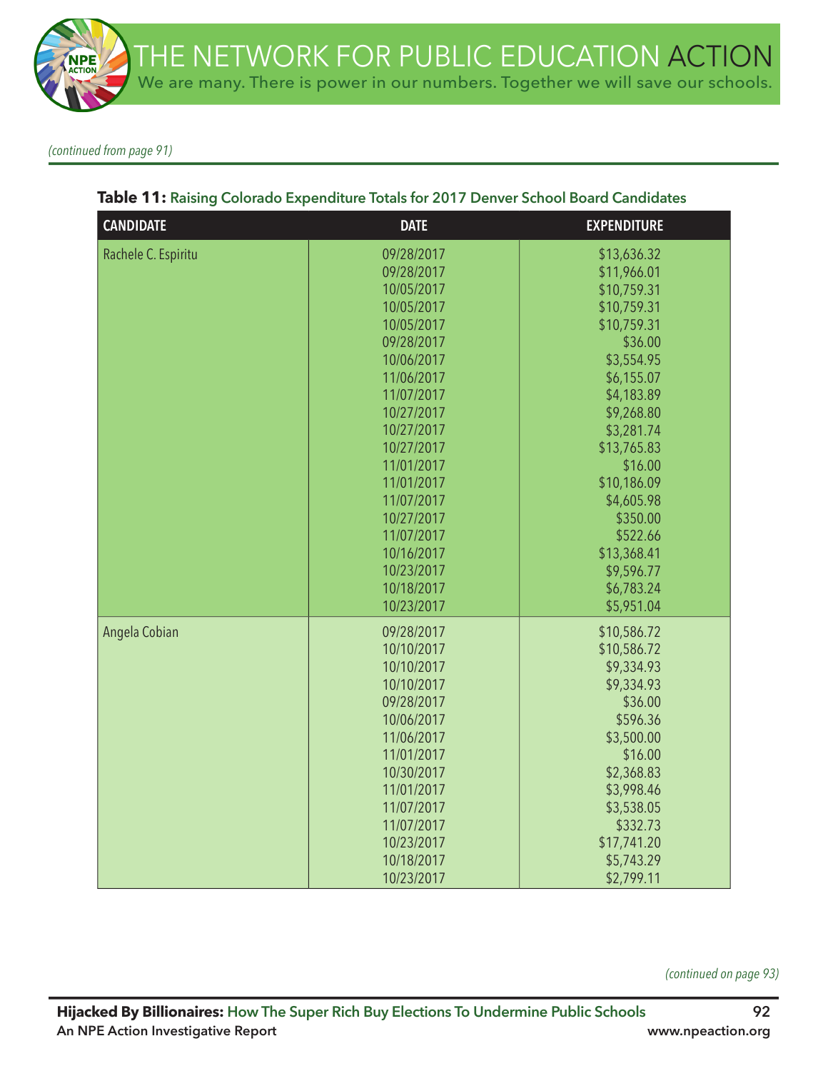*(continued from page 91)*

**Table 11:** Raising Colorado Expenditure Totals for 2017 Denver School Board Candidates

| CANDIDATE | DATE | EXPENDITURE |
|---|---|---|
| Rachele C. Espiritu | 09/28/2017 | $13,636.32 |
| | 09/28/2017 | $11,966.01 |
| | 10/05/2017 | $10,759.31 |
| | 10/05/2017 | $10,759.31 |
| | 10/05/2017 | $10,759.31 |
| | 09/28/2017 | $36.00 |
| | 10/06/2017 | $3,554.95 |
| | 11/06/2017 | $6,155.07 |
| | 11/07/2017 | $4,183.89 |
| | 10/27/2017 | $9,268.80 |
| | 10/27/2017 | $3,281.74 |
| | 10/27/2017 | $13,765.83 |
| | 11/01/2017 | $16.00 |
| | 11/01/2017 | $10,186.09 |
| | 11/07/2017 | $4,605.98 |
| | 10/27/2017 | $350.00 |
| | 11/07/2017 | $522.66 |
| | 10/16/2017 | $13,368.41 |
| | 10/23/2017 | $9,596.77 |
| | 10/18/2017 | $6,783.24 |
| | 10/23/2017 | $5,951.04 |
| Angela Cobian | 09/28/2017 | $10,586.72 |
| | 10/10/2017 | $10,586.72 |
| | 10/10/2017 | $9,334.93 |
| | 10/10/2017 | $9,334.93 |
| | 09/28/2017 | $36.00 |
| | 10/06/2017 | $596.36 |
| | 11/06/2017 | $3,500.00 |
| | 11/01/2017 | $16.00 |
| | 10/30/2017 | $2,368.83 |
| | 11/01/2017 | $3,998.46 |
| | 11/07/2017 | $3,538.05 |
| | 11/07/2017 | $332.73 |
| | 10/23/2017 | $17,741.20 |
| | 10/18/2017 | $5,743.29 |
| | 10/23/2017 | $2,799.11 |

*(continued on page 93)*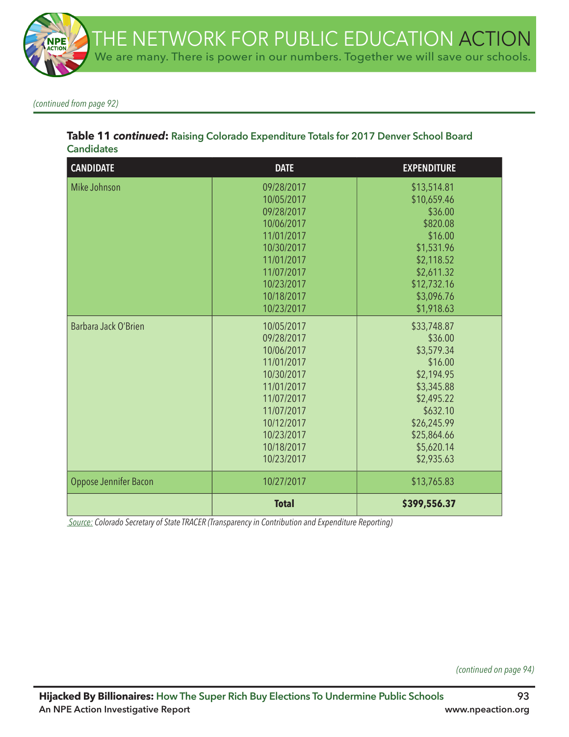*(continued from page 92)*

**Table 11 *continued*: Raising Colorado Expenditure Totals for 2017 Denver School Board Candidates**

| CANDIDATE | DATE | EXPENDITURE |
|---|---|---|
| Mike Johnson | 09/28/2017 | $13,514.81 |
| | 10/05/2017 | $10,659.46 |
| | 09/28/2017 | $36.00 |
| | 10/06/2017 | $820.08 |
| | 11/01/2017 | $16.00 |
| | 10/30/2017 | $1,531.96 |
| | 11/01/2017 | $2,118.52 |
| | 11/07/2017 | $2,611.32 |
| | 10/23/2017 | $12,732.16 |
| | 10/18/2017 | $3,096.76 |
| | 10/23/2017 | $1,918.63 |
| Barbara Jack O'Brien | 10/05/2017 | $33,748.87 |
| | 09/28/2017 | $36.00 |
| | 10/06/2017 | $3,579.34 |
| | 11/01/2017 | $16.00 |
| | 10/30/2017 | $2,194.95 |
| | 11/01/2017 | $3,345.88 |
| | 11/07/2017 | $2,495.22 |
| | 11/07/2017 | $632.10 |
| | 10/12/2017 | $26,245.99 |
| | 10/23/2017 | $25,864.66 |
| | 10/18/2017 | $5,620.14 |
| | 10/23/2017 | $2,935.63 |
| Oppose Jennifer Bacon | 10/27/2017 | $13,765.83 |
| | **Total** | **$399,556.37** |

*Source: Colorado Secretary of State TRACER (Transparency in Contribution and Expenditure Reporting)*

*(continued on page 94)*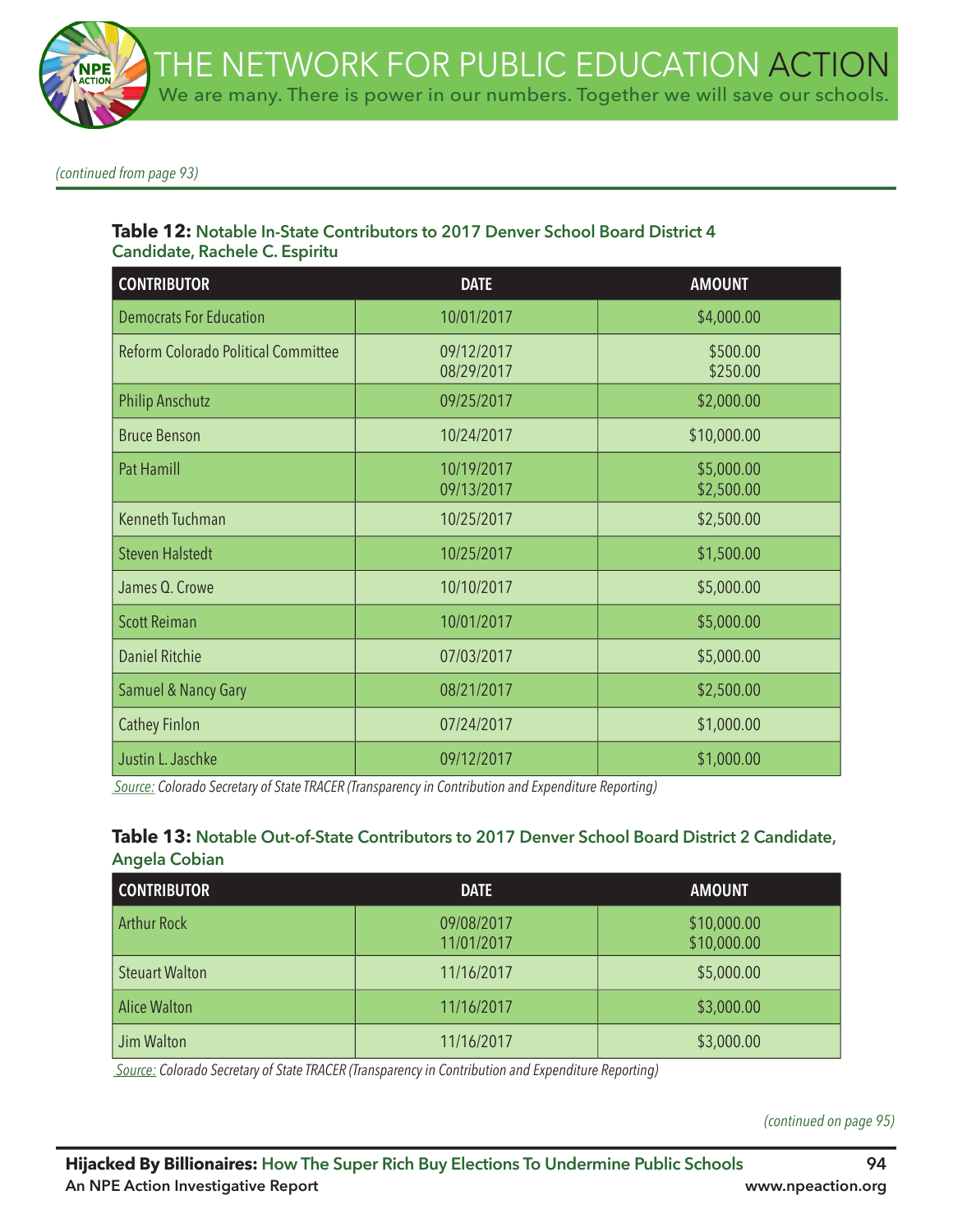*(continued from page 93)*

**Table 12:** Notable In-State Contributors to 2017 Denver School Board District 4 Candidate, Rachele C. Espiritu

| CONTRIBUTOR | DATE | AMOUNT |
|---|---|---|
| Democrats For Education | 10/01/2017 | $4,000.00 |
| Reform Colorado Political Committee | 09/12/2017<br>08/29/2017 | $500.00<br>$250.00 |
| Philip Anschutz | 09/25/2017 | $2,000.00 |
| Bruce Benson | 10/24/2017 | $10,000.00 |
| Pat Hamill | 10/19/2017<br>09/13/2017 | $5,000.00<br>$2,500.00 |
| Kenneth Tuchman | 10/25/2017 | $2,500.00 |
| Steven Halstedt | 10/25/2017 | $1,500.00 |
| James Q. Crowe | 10/10/2017 | $5,000.00 |
| Scott Reiman | 10/01/2017 | $5,000.00 |
| Daniel Ritchie | 07/03/2017 | $5,000.00 |
| Samuel & Nancy Gary | 08/21/2017 | $2,500.00 |
| Cathey Finlon | 07/24/2017 | $1,000.00 |
| Justin L. Jaschke | 09/12/2017 | $1,000.00 |

*Source: Colorado Secretary of State TRACER (Transparency in Contribution and Expenditure Reporting)*

**Table 13:** Notable Out-of-State Contributors to 2017 Denver School Board District 2 Candidate, Angela Cobian

| CONTRIBUTOR | DATE | AMOUNT |
|---|---|---|
| Arthur Rock | 09/08/2017<br>11/01/2017 | $10,000.00<br>$10,000.00 |
| Steuart Walton | 11/16/2017 | $5,000.00 |
| Alice Walton | 11/16/2017 | $3,000.00 |
| Jim Walton | 11/16/2017 | $3,000.00 |

*Source: Colorado Secretary of State TRACER (Transparency in Contribution and Expenditure Reporting)*

*(continued on page 95)*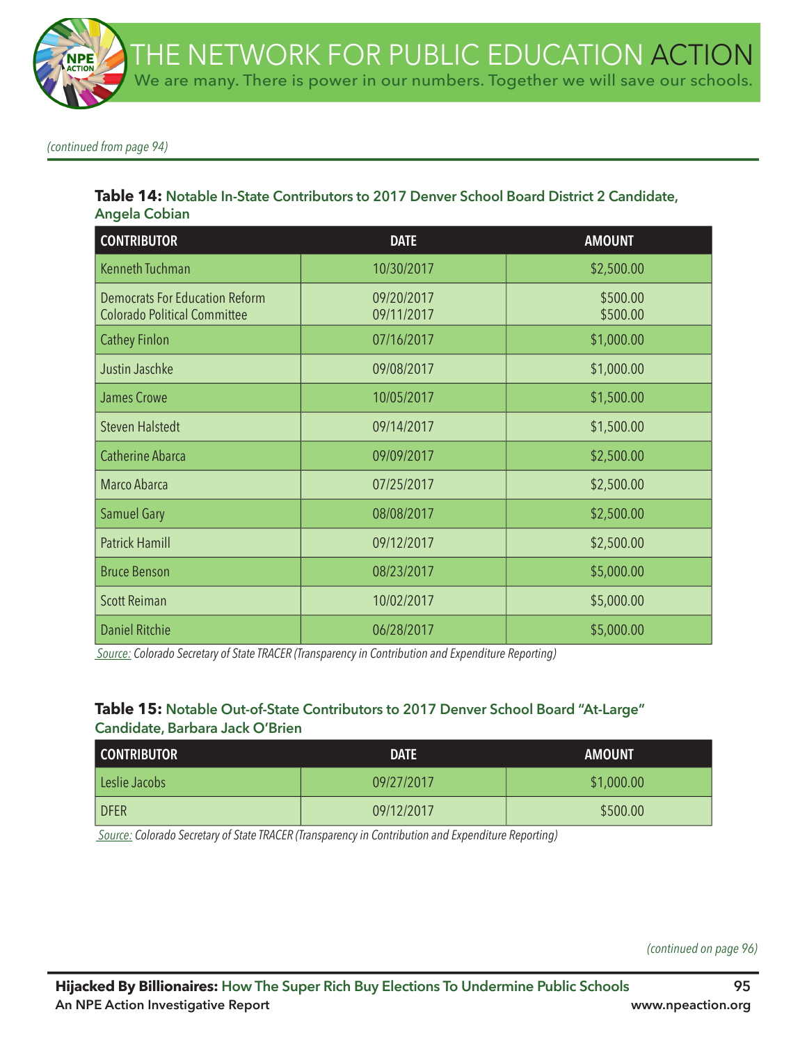*(continued from page 94)*

**Table 14:** Notable In-State Contributors to 2017 Denver School Board District 2 Candidate, Angela Cobian

| CONTRIBUTOR | DATE | AMOUNT |
|---|---|---|
| Kenneth Tuchman | 10/30/2017 | $2,500.00 |
| Democrats For Education Reform Colorado Political Committee | 09/20/2017<br>09/11/2017 | $500.00<br>$500.00 |
| Cathey Finlon | 07/16/2017 | $1,000.00 |
| Justin Jaschke | 09/08/2017 | $1,000.00 |
| James Crowe | 10/05/2017 | $1,500.00 |
| Steven Halstedt | 09/14/2017 | $1,500.00 |
| Catherine Abarca | 09/09/2017 | $2,500.00 |
| Marco Abarca | 07/25/2017 | $2,500.00 |
| Samuel Gary | 08/08/2017 | $2,500.00 |
| Patrick Hamill | 09/12/2017 | $2,500.00 |
| Bruce Benson | 08/23/2017 | $5,000.00 |
| Scott Reiman | 10/02/2017 | $5,000.00 |
| Daniel Ritchie | 06/28/2017 | $5,000.00 |

*Source: Colorado Secretary of State TRACER (Transparency in Contribution and Expenditure Reporting)*

**Table 15:** Notable Out-of-State Contributors to 2017 Denver School Board "At-Large" Candidate, Barbara Jack O'Brien

| CONTRIBUTOR | DATE | AMOUNT |
|---|---|---|
| Leslie Jacobs | 09/27/2017 | $1,000.00 |
| DFER | 09/12/2017 | $500.00 |

*Source: Colorado Secretary of State TRACER (Transparency in Contribution and Expenditure Reporting)*

*(continued on page 96)*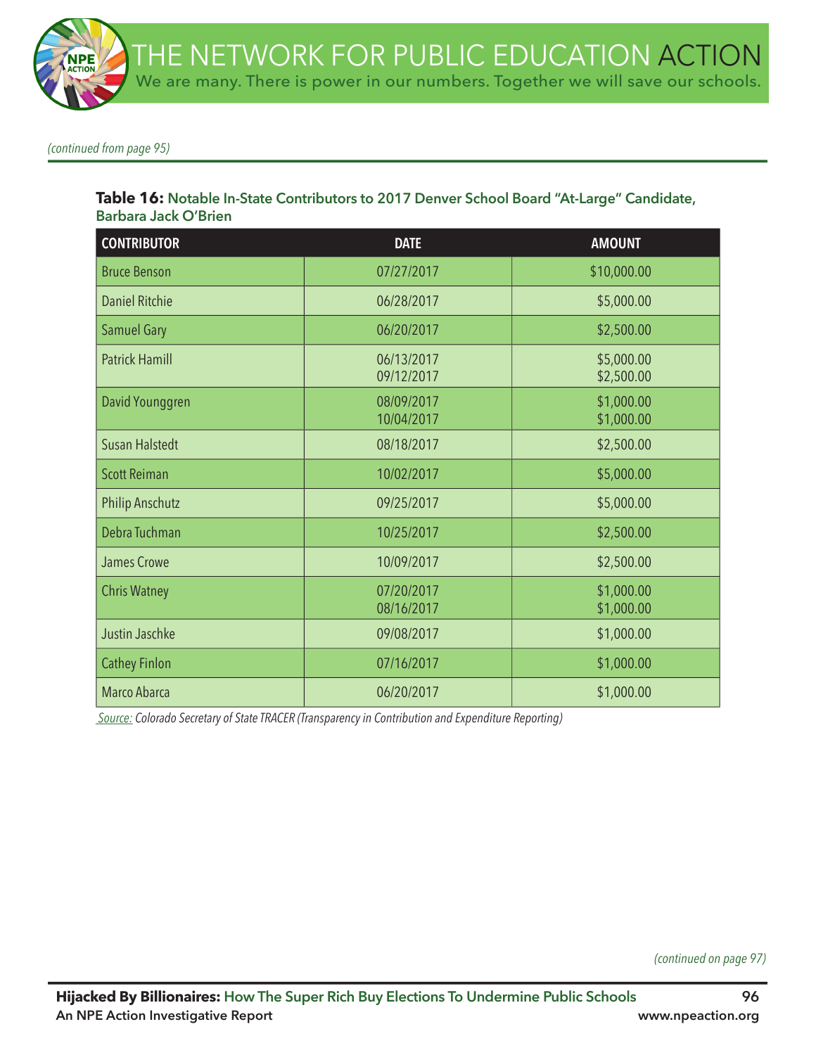*(continued from page 95)*

**Table 16:** Notable In-State Contributors to 2017 Denver School Board "At-Large" Candidate, Barbara Jack O'Brien

| CONTRIBUTOR | DATE | AMOUNT |
|---|---|---|
| Bruce Benson | 07/27/2017 | $10,000.00 |
| Daniel Ritchie | 06/28/2017 | $5,000.00 |
| Samuel Gary | 06/20/2017 | $2,500.00 |
| Patrick Hamill | 06/13/2017<br>09/12/2017 | $5,000.00<br>$2,500.00 |
| David Younggren | 08/09/2017<br>10/04/2017 | $1,000.00<br>$1,000.00 |
| Susan Halstedt | 08/18/2017 | $2,500.00 |
| Scott Reiman | 10/02/2017 | $5,000.00 |
| Philip Anschutz | 09/25/2017 | $5,000.00 |
| Debra Tuchman | 10/25/2017 | $2,500.00 |
| James Crowe | 10/09/2017 | $2,500.00 |
| Chris Watney | 07/20/2017<br>08/16/2017 | $1,000.00<br>$1,000.00 |
| Justin Jaschke | 09/08/2017 | $1,000.00 |
| Cathey Finlon | 07/16/2017 | $1,000.00 |
| Marco Abarca | 06/20/2017 | $1,000.00 |

*Source: Colorado Secretary of State TRACER (Transparency in Contribution and Expenditure Reporting)*

*(continued on page 97)*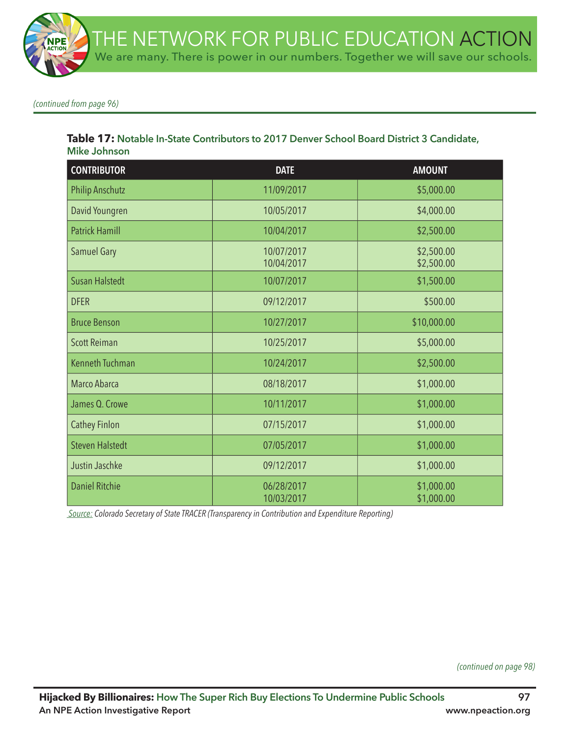*(continued from page 96)*

**Table 17:** Notable In-State Contributors to 2017 Denver School Board District 3 Candidate, Mike Johnson

| CONTRIBUTOR | DATE | AMOUNT |
|---|---|---|
| Philip Anschutz | 11/09/2017 | $5,000.00 |
| David Youngren | 10/05/2017 | $4,000.00 |
| Patrick Hamill | 10/04/2017 | $2,500.00 |
| Samuel Gary | 10/07/2017<br>10/04/2017 | $2,500.00<br>$2,500.00 |
| Susan Halstedt | 10/07/2017 | $1,500.00 |
| DFER | 09/12/2017 | $500.00 |
| Bruce Benson | 10/27/2017 | $10,000.00 |
| Scott Reiman | 10/25/2017 | $5,000.00 |
| Kenneth Tuchman | 10/24/2017 | $2,500.00 |
| Marco Abarca | 08/18/2017 | $1,000.00 |
| James Q. Crowe | 10/11/2017 | $1,000.00 |
| Cathey Finlon | 07/15/2017 | $1,000.00 |
| Steven Halstedt | 07/05/2017 | $1,000.00 |
| Justin Jaschke | 09/12/2017 | $1,000.00 |
| Daniel Ritchie | 06/28/2017<br>10/03/2017 | $1,000.00<br>$1,000.00 |

Source: *Colorado Secretary of State TRACER (Transparency in Contribution and Expenditure Reporting)*

*(continued on page 98)*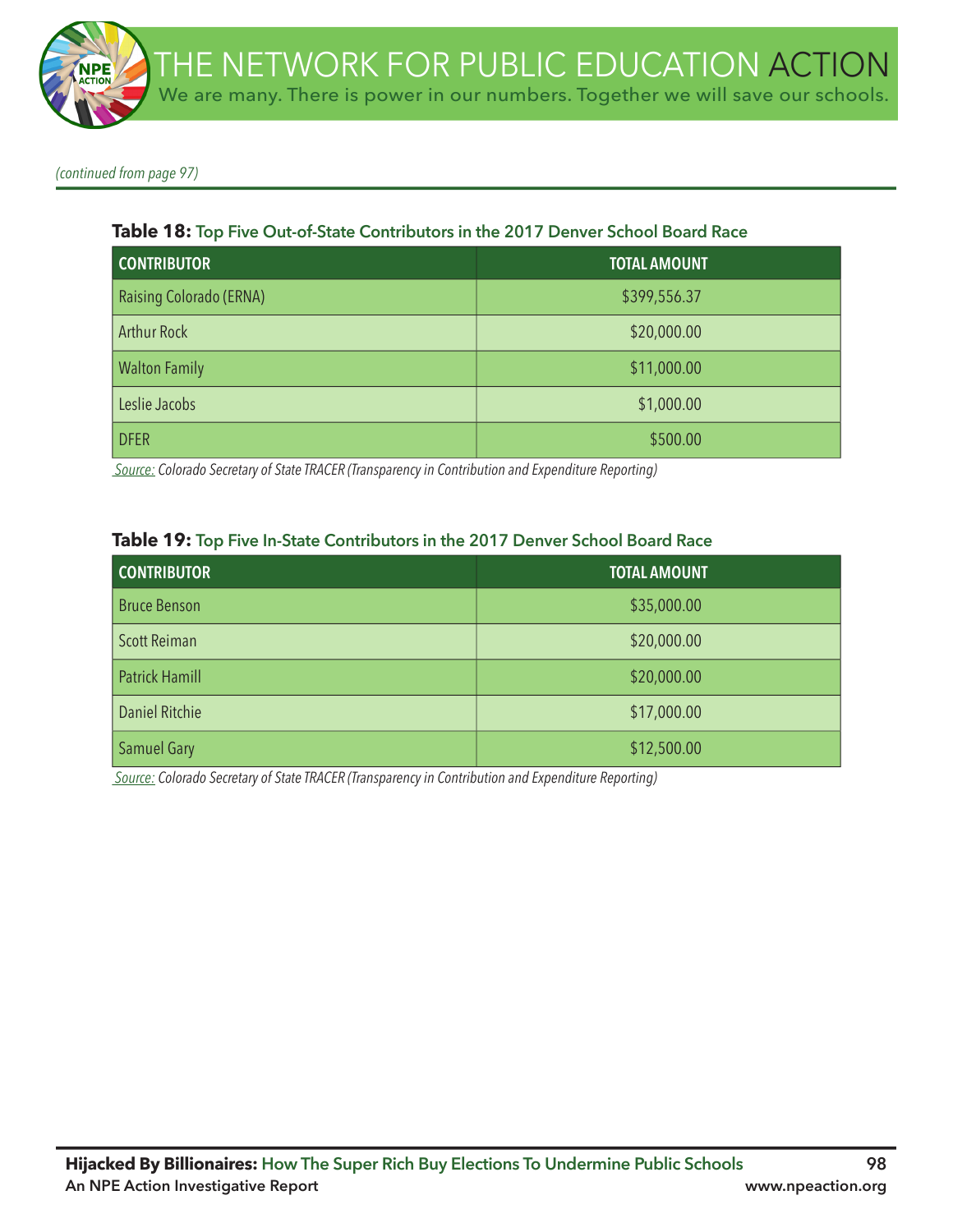*(continued from page 97)*

**Table 18:** Top Five Out-of-State Contributors in the 2017 Denver School Board Race

| CONTRIBUTOR | TOTAL AMOUNT |
|---|---|
| Raising Colorado (ERNA) | $399,556.37 |
| Arthur Rock | $20,000.00 |
| Walton Family | $11,000.00 |
| Leslie Jacobs | $1,000.00 |
| DFER | $500.00 |

*Source: Colorado Secretary of State TRACER (Transparency in Contribution and Expenditure Reporting)*

**Table 19:** Top Five In-State Contributors in the 2017 Denver School Board Race

| CONTRIBUTOR | TOTAL AMOUNT |
|---|---|
| Bruce Benson | $35,000.00 |
| Scott Reiman | $20,000.00 |
| Patrick Hamill | $20,000.00 |
| Daniel Ritchie | $17,000.00 |
| Samuel Gary | $12,500.00 |

*Source: Colorado Secretary of State TRACER (Transparency in Contribution and Expenditure Reporting)*